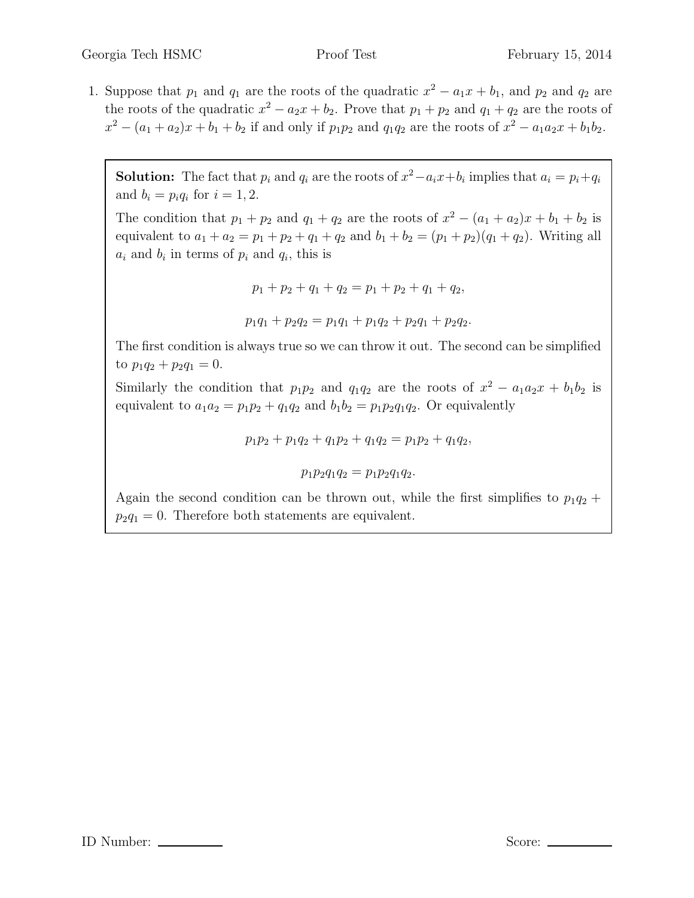1. Suppose that $p_1$ and $q_1$ are the roots of the quadratic $x^2 - a_1x + b_1$, and $p_2$ and $q_2$ are the roots of the quadratic $x^2 - a_2x + b_2$. Prove that $p_1 + p_2$ and $q_1 + q_2$ are the roots of $x^2 - (a_1 + a_2)x + b_1 + b_2$ if and only if $p_1p_2$ and $q_1q_2$ are the roots of $x^2 - a_1a_2x + b_1b_2$.

**Solution:** The fact that $p_i$ and $q_i$ are the roots of $x^2 - a_ix + b_i$ implies that $a_i = p_i + q_i$ and $b_i = p_iq_i$ for $i = 1, 2$.

The condition that $p_1 + p_2$ and $q_1 + q_2$ are the roots of $x^2 - (a_1 + a_2)x + b_1 + b_2$ is equivalent to $a_1 + a_2 = p_1 + p_2 + q_1 + q_2$ and $b_1 + b_2 = (p_1 + p_2)(q_1 + q_2)$. Writing all $a_i$ and $b_i$ in terms of $p_i$ and $q_i$, this is

$$p_1 + p_2 + q_1 + q_2 = p_1 + p_2 + q_1 + q_2,$$

$$p_1q_1 + p_2q_2 = p_1q_1 + p_1q_2 + p_2q_1 + p_2q_2.$$

The first condition is always true so we can throw it out. The second can be simplified to $p_1q_2 + p_2q_1 = 0$.

Similarly the condition that $p_1p_2$ and $q_1q_2$ are the roots of $x^2 - a_1a_2x + b_1b_2$ is equivalent to $a_1a_2 = p_1p_2 + q_1q_2$ and $b_1b_2 = p_1p_2q_1q_2$. Or equivalently

$$p_1p_2 + p_1q_2 + q_1p_2 + q_1q_2 = p_1p_2 + q_1q_2,$$

$$p_1p_2q_1q_2 = p_1p_2q_1q_2.$$

Again the second condition can be thrown out, while the first simplifies to $p_1q_2 + p_2q_1 = 0$. Therefore both statements are equivalent.

ID Number: ________ Score: ________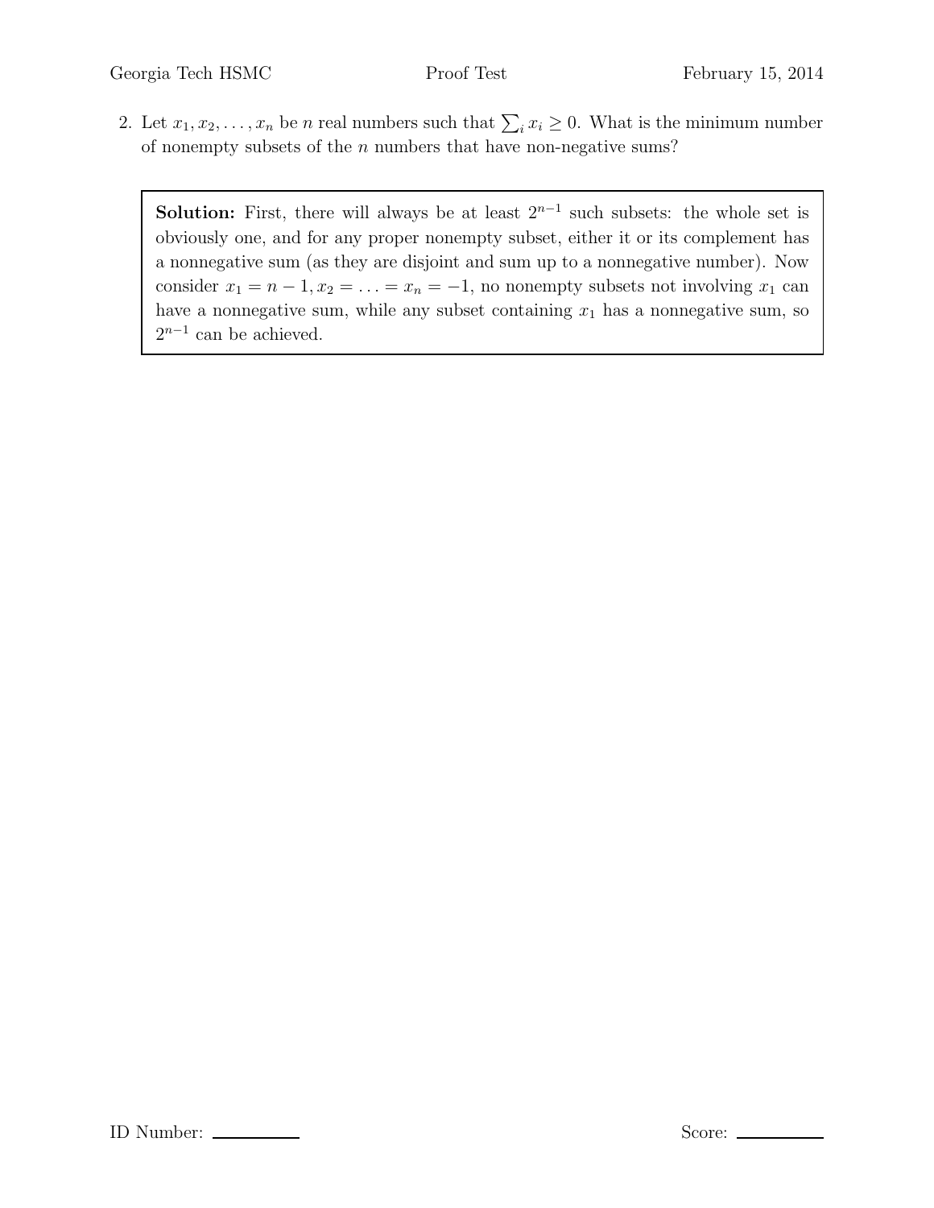2. Let $x_1, x_2, \ldots, x_n$ be $n$ real numbers such that $\sum_i x_i \geq 0$. What is the minimum number of nonempty subsets of the $n$ numbers that have non-negative sums?

**Solution:** First, there will always be at least $2^{n-1}$ such subsets: the whole set is obviously one, and for any proper nonempty subset, either it or its complement has a nonnegative sum (as they are disjoint and sum up to a nonnegative number). Now consider $x_1 = n-1, x_2 = \ldots = x_n = -1$, no nonempty subsets not involving $x_1$ can have a nonnegative sum, while any subset containing $x_1$ has a nonnegative sum, so $2^{n-1}$ can be achieved.

ID Number: ________ Score: ________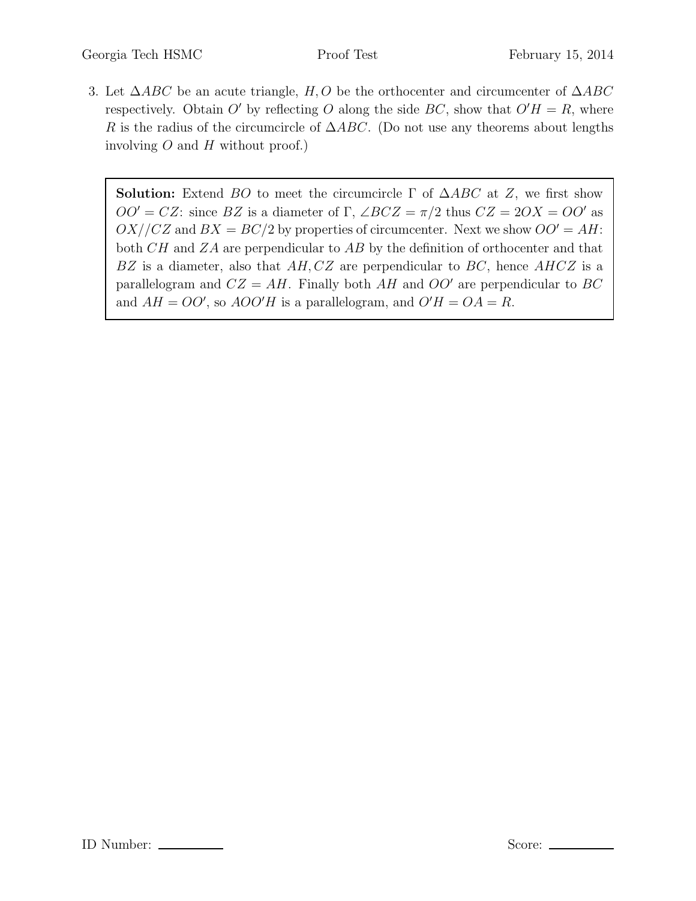3. Let $\Delta ABC$ be an acute triangle, $H, O$ be the orthocenter and circumcenter of $\Delta ABC$ respectively. Obtain $O'$ by reflecting $O$ along the side $BC$, show that $O'H = R$, where $R$ is the radius of the circumcircle of $\Delta ABC$. (Do not use any theorems about lengths involving $O$ and $H$ without proof.)

> **Solution:** Extend $BO$ to meet the circumcircle $\Gamma$ of $\Delta ABC$ at $Z$, we first show $OO' = CZ$: since $BZ$ is a diameter of $\Gamma$, $\angle BCZ = \pi/2$ thus $CZ = 2OX = OO'$ as $OX // CZ$ and $BX = BC/2$ by properties of circumcenter. Next we show $OO' = AH$: both $CH$ and $ZA$ are perpendicular to $AB$ by the definition of orthocenter and that $BZ$ is a diameter, also that $AH, CZ$ are perpendicular to $BC$, hence $AHCZ$ is a parallelogram and $CZ = AH$. Finally both $AH$ and $OO'$ are perpendicular to $BC$ and $AH = OO'$, so $AOO'H$ is a parallelogram, and $O'H = OA = R$.

ID Number: ________ Score: ________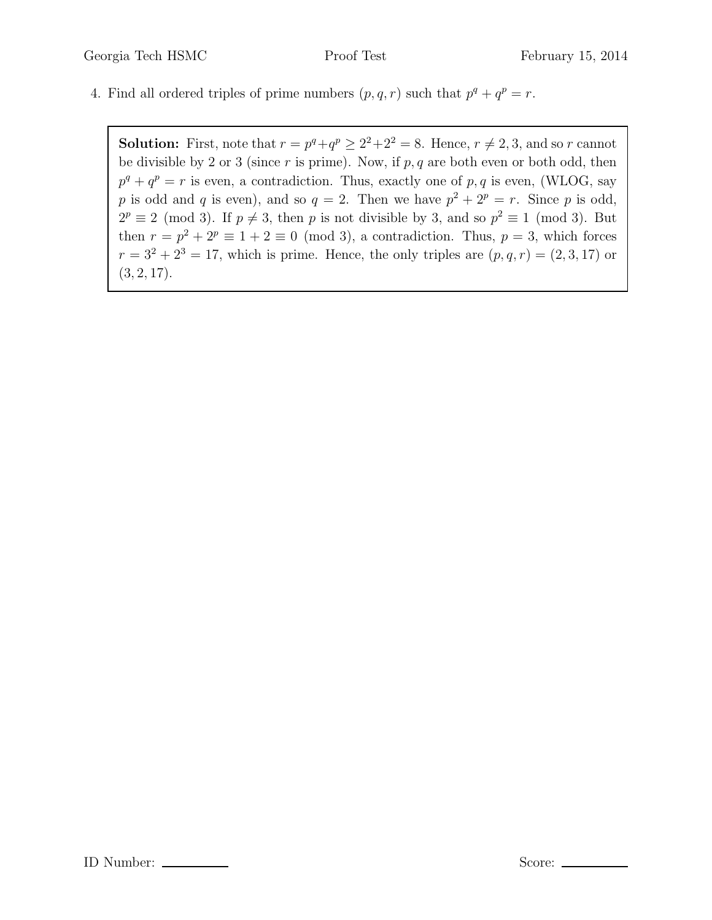4. Find all ordered triples of prime numbers $(p, q, r)$ such that $p^q + q^p = r$.

**Solution:** First, note that $r = p^q + q^p \geq 2^2 + 2^2 = 8$. Hence, $r \neq 2, 3$, and so $r$ cannot be divisible by 2 or 3 (since $r$ is prime). Now, if $p, q$ are both even or both odd, then $p^q + q^p = r$ is even, a contradiction. Thus, exactly one of $p, q$ is even, (WLOG, say $p$ is odd and $q$ is even), and so $q = 2$. Then we have $p^2 + 2^p = r$. Since $p$ is odd, $2^p \equiv 2 \pmod 3$. If $p \neq 3$, then $p$ is not divisible by 3, and so $p^2 \equiv 1 \pmod 3$. But then $r = p^2 + 2^p \equiv 1 + 2 \equiv 0 \pmod 3$, a contradiction. Thus, $p = 3$, which forces $r = 3^2 + 2^3 = 17$, which is prime. Hence, the only triples are $(p, q, r) = (2, 3, 17)$ or $(3, 2, 17)$.

ID Number: \_\_\_\_\_\_\_\_\_\_ Score: \_\_\_\_\_\_\_\_\_\_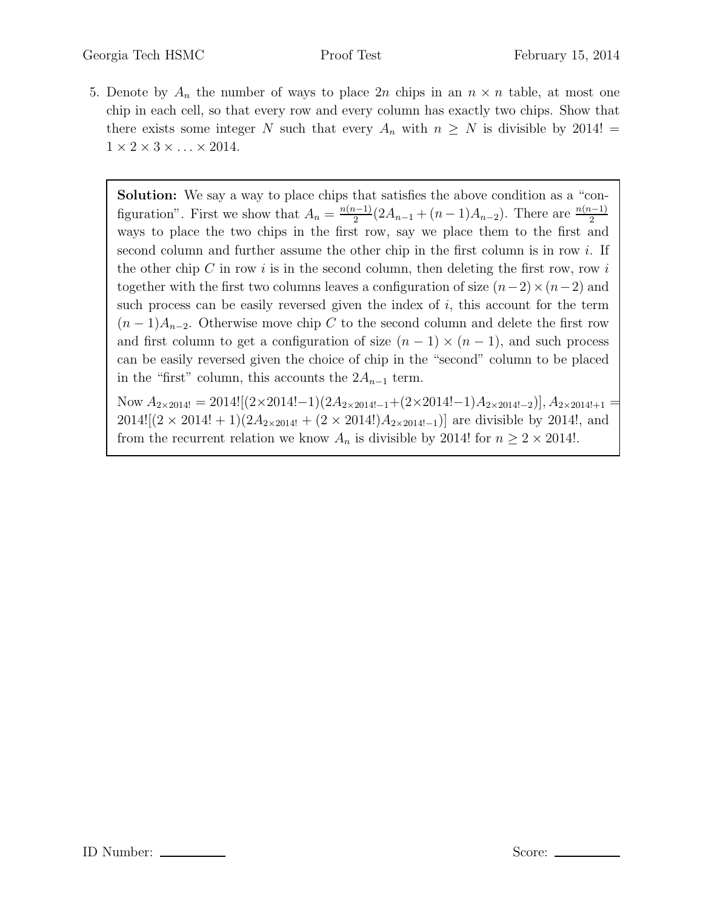5. Denote by $A_n$ the number of ways to place $2n$ chips in an $n \times n$ table, at most one chip in each cell, so that every row and every column has exactly two chips. Show that there exists some integer $N$ such that every $A_n$ with $n \geq N$ is divisible by $2014! = 1 \times 2 \times 3 \times \ldots \times 2014$.

**Solution:** We say a way to place chips that satisfies the above condition as a "configuration". First we show that $A_n = \frac{n(n-1)}{2}(2A_{n-1} + (n-1)A_{n-2})$. There are $\frac{n(n-1)}{2}$ ways to place the two chips in the first row, say we place them to the first and second column and further assume the other chip in the first column is in row $i$. If the other chip $C$ in row $i$ is in the second column, then deleting the first row, row $i$ together with the first two columns leaves a configuration of size $(n-2) \times (n-2)$ and such process can be easily reversed given the index of $i$, this account for the term $(n-1)A_{n-2}$. Otherwise move chip $C$ to the second column and delete the first row and first column to get a configuration of size $(n-1) \times (n-1)$, and such process can be easily reversed given the choice of chip in the "second" column to be placed in the "first" column, this accounts the $2A_{n-1}$ term.

Now $A_{2\times 2014!} = 2014![(2\times 2014!-1)(2A_{2\times 2014!-1} + (2\times 2014!-1)A_{2\times 2014!-2})]$, $A_{2\times 2014!+1} = 2014![(2 \times 2014! + 1)(2A_{2\times 2014!} + (2 \times 2014!)A_{2\times 2014!-1})]$ are divisible by 2014!, and from the recurrent relation we know $A_n$ is divisible by 2014! for $n \geq 2 \times 2014!$.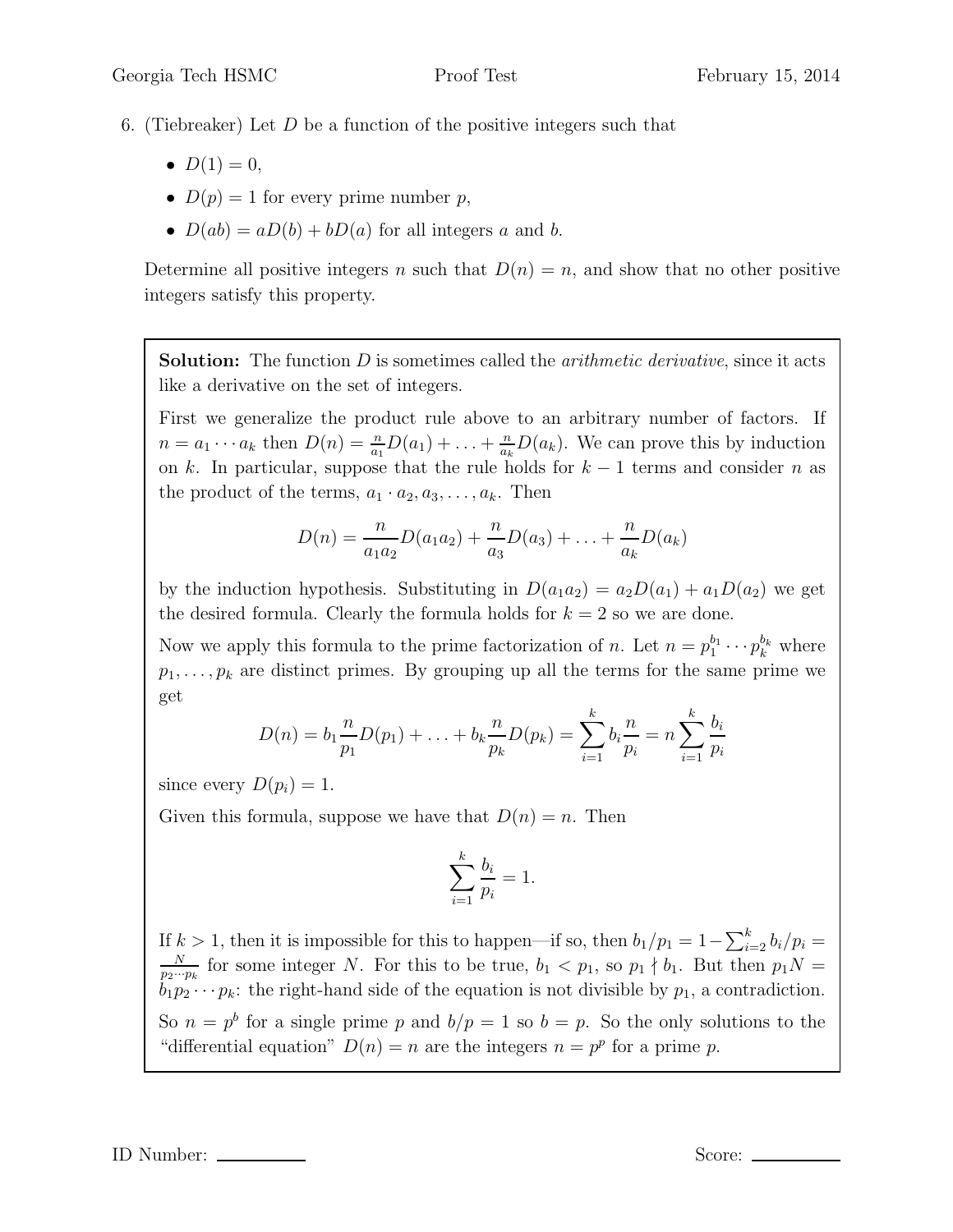6. (Tiebreaker) Let $D$ be a function of the positive integers such that

   - $D(1) = 0$,
   - $D(p) = 1$ for every prime number $p$,
   - $D(ab) = aD(b) + bD(a)$ for all integers $a$ and $b$.

   Determine all positive integers $n$ such that $D(n) = n$, and show that no other positive integers satisfy this property.

**Solution:** The function $D$ is sometimes called the *arithmetic derivative*, since it acts like a derivative on the set of integers.

First we generalize the product rule above to an arbitrary number of factors. If $n = a_1 \cdots a_k$ then $D(n) = \frac{n}{a_1}D(a_1) + \ldots + \frac{n}{a_k}D(a_k)$. We can prove this by induction on $k$. In particular, suppose that the rule holds for $k-1$ terms and consider $n$ as the product of the terms, $a_1 \cdot a_2, a_3, \ldots, a_k$. Then

$$D(n) = \frac{n}{a_1 a_2}D(a_1 a_2) + \frac{n}{a_3}D(a_3) + \ldots + \frac{n}{a_k}D(a_k)$$

by the induction hypothesis. Substituting in $D(a_1 a_2) = a_2 D(a_1) + a_1 D(a_2)$ we get the desired formula. Clearly the formula holds for $k = 2$ so we are done.

Now we apply this formula to the prime factorization of $n$. Let $n = p_1^{b_1} \cdots p_k^{b_k}$ where $p_1, \ldots, p_k$ are distinct primes. By grouping up all the terms for the same prime we get

$$D(n) = b_1 \frac{n}{p_1} D(p_1) + \ldots + b_k \frac{n}{p_k} D(p_k) = \sum_{i=1}^{k} b_i \frac{n}{p_i} = n \sum_{i=1}^{k} \frac{b_i}{p_i}$$

since every $D(p_i) = 1$.

Given this formula, suppose we have that $D(n) = n$. Then

$$\sum_{i=1}^{k} \frac{b_i}{p_i} = 1.$$

If $k > 1$, then it is impossible for this to happen—if so, then $b_1/p_1 = 1 - \sum_{i=2}^{k} b_i/p_i = \frac{N}{p_2 \cdots p_k}$ for some integer $N$. For this to be true, $b_1 < p_1$, so $p_1 \nmid b_1$. But then $p_1 N = b_1 p_2 \cdots p_k$: the right-hand side of the equation is not divisible by $p_1$, a contradiction.

So $n = p^b$ for a single prime $p$ and $b/p = 1$ so $b = p$. So the only solutions to the "differential equation" $D(n) = n$ are the integers $n = p^p$ for a prime $p$.

ID Number: ________ Score: ________